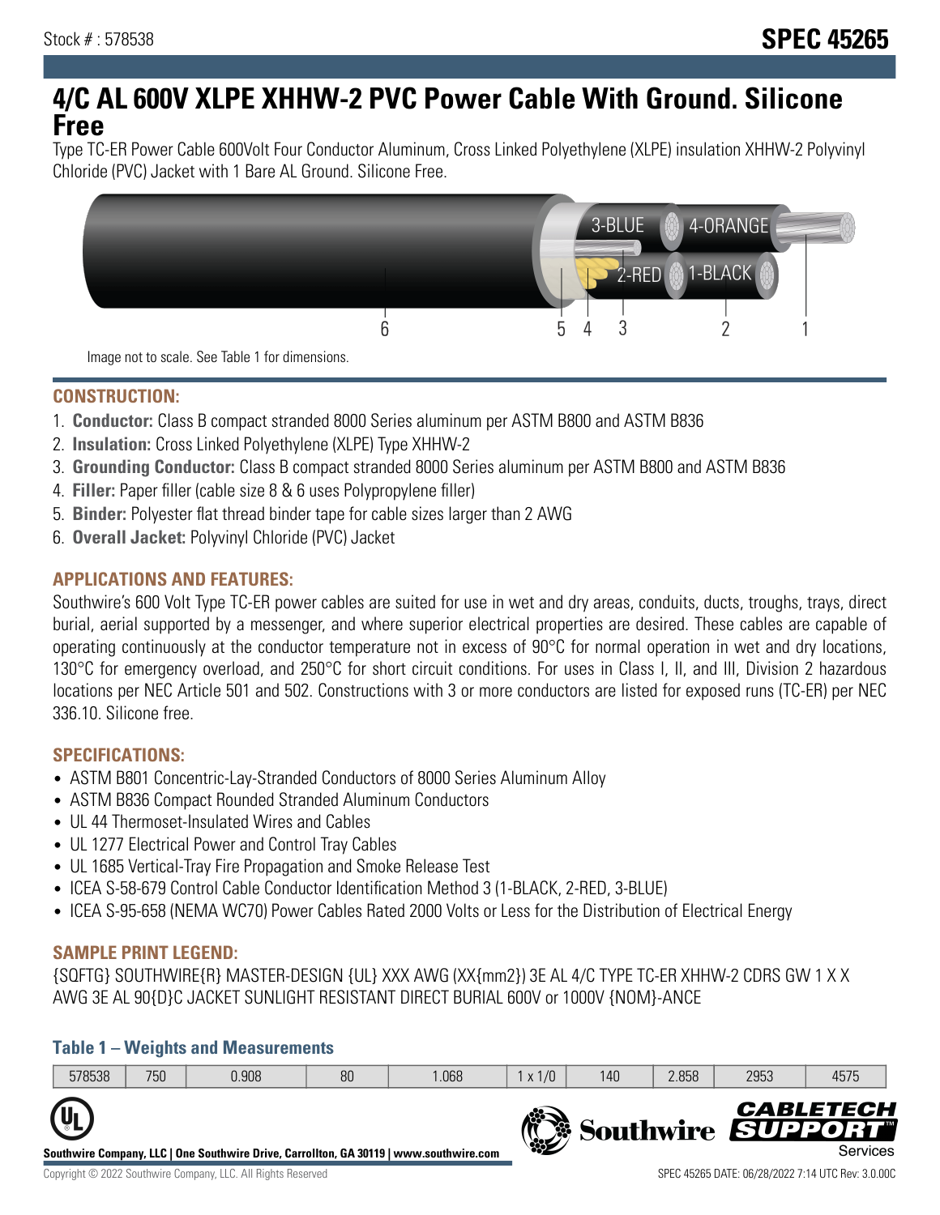Stock # : 578538

# SPEC 45265

# 4/C AL 600V XLPE XHHW-2 PVC Power Cable With Ground. Silicone Free

Type TC-ER Power Cable 600Volt Four Conductor Aluminum, Cross Linked Polyethylene (XLPE) insulation XHHW-2 Polyvinyl Chloride (PVC) Jacket with 1 Bare AL Ground. Silicone Free.

3-BLUE 4-ORANGE 2-RED 1-BLACK

6 5 4 3 2 1

Image not to scale. See Table 1 for dimensions.

## CONSTRUCTION:

1. **Conductor:** Class B compact stranded 8000 Series aluminum per ASTM B800 and ASTM B836
2. **Insulation:** Cross Linked Polyethylene (XLPE) Type XHHW-2
3. **Grounding Conductor:** Class B compact stranded 8000 Series aluminum per ASTM B800 and ASTM B836
4. **Filler:** Paper filler (cable size 8 & 6 uses Polypropylene filler)
5. **Binder:** Polyester flat thread binder tape for cable sizes larger than 2 AWG
6. **Overall Jacket:** Polyvinyl Chloride (PVC) Jacket

## APPLICATIONS AND FEATURES:

Southwire's 600 Volt Type TC-ER power cables are suited for use in wet and dry areas, conduits, ducts, troughs, trays, direct burial, aerial supported by a messenger, and where superior electrical properties are desired. These cables are capable of operating continuously at the conductor temperature not in excess of 90°C for normal operation in wet and dry locations, 130°C for emergency overload, and 250°C for short circuit conditions. For uses in Class I, II, and III, Division 2 hazardous locations per NEC Article 501 and 502. Constructions with 3 or more conductors are listed for exposed runs (TC-ER) per NEC 336.10. Silicone free.

## SPECIFICATIONS:

- ASTM B801 Concentric-Lay-Stranded Conductors of 8000 Series Aluminum Alloy
- ASTM B836 Compact Rounded Stranded Aluminum Conductors
- UL 44 Thermoset-Insulated Wires and Cables
- UL 1277 Electrical Power and Control Tray Cables
- UL 1685 Vertical-Tray Fire Propagation and Smoke Release Test
- ICEA S-58-679 Control Cable Conductor Identification Method 3 (1-BLACK, 2-RED, 3-BLUE)
- ICEA S-95-658 (NEMA WC70) Power Cables Rated 2000 Volts or Less for the Distribution of Electrical Energy

## SAMPLE PRINT LEGEND:

{SQFTG} SOUTHWIRE{R} MASTER-DESIGN {UL} XXX AWG (XX{mm2}) 3E AL 4/C TYPE TC-ER XHHW-2 CDRS GW 1 X X AWG 3E AL 90{D}C JACKET SUNLIGHT RESISTANT DIRECT BURIAL 600V or 1000V {NOM}-ANCE

### Table 1 – Weights and Measurements

| | | | | | | | | | |
|---|---|---|---|---|---|---|---|---|---|
| 578538 | 750 | 0.908 | 80 | 1.068 | 1 x 1/0 | 140 | 2.858 | 2953 | 4575 |

Southwire Company, LLC | One Southwire Drive, Carrollton, GA 30119 | www.southwire.com

Copyright © 2022 Southwire Company, LLC. All Rights Reserved

SPEC 45265 DATE: 06/28/2022 7:14 UTC Rev: 3.0.00C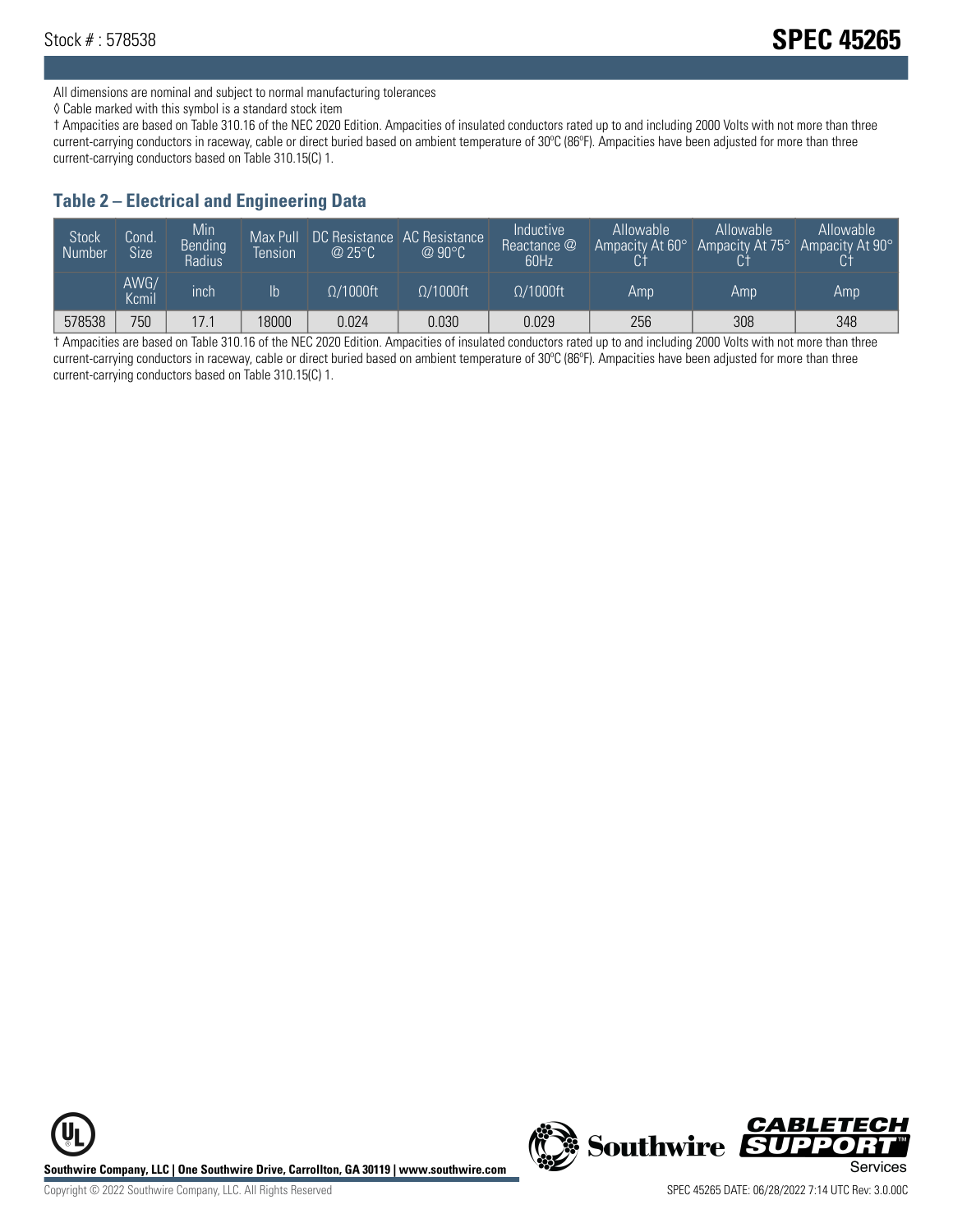All dimensions are nominal and subject to normal manufacturing tolerances

◊ Cable marked with this symbol is a standard stock item

† Ampacities are based on Table 310.16 of the NEC 2020 Edition. Ampacities of insulated conductors rated up to and including 2000 Volts with not more than three current-carrying conductors in raceway, cable or direct buried based on ambient temperature of 30ºC (86ºF). Ampacities have been adjusted for more than three current-carrying conductors based on Table 310.15(C) 1.

### Table 2 – Electrical and Engineering Data

| Stock Number | Cond. Size | Min Bending Radius | Max Pull Tension | DC Resistance @ 25°C | AC Resistance @ 90°C | Inductive Reactance @ 60Hz | Allowable Ampacity At 60° C† | Allowable Ampacity At 75° C† | Allowable Ampacity At 90° C† |
|---|---|---|---|---|---|---|---|---|---|
| | AWG/ Kcmil | inch | lb | Ω/1000ft | Ω/1000ft | Ω/1000ft | Amp | Amp | Amp |
| 578538 | 750 | 17.1 | 18000 | 0.024 | 0.030 | 0.029 | 256 | 308 | 348 |

† Ampacities are based on Table 310.16 of the NEC 2020 Edition. Ampacities of insulated conductors rated up to and including 2000 Volts with not more than three current-carrying conductors in raceway, cable or direct buried based on ambient temperature of 30ºC (86ºF). Ampacities have been adjusted for more than three current-carrying conductors based on Table 310.15(C) 1.